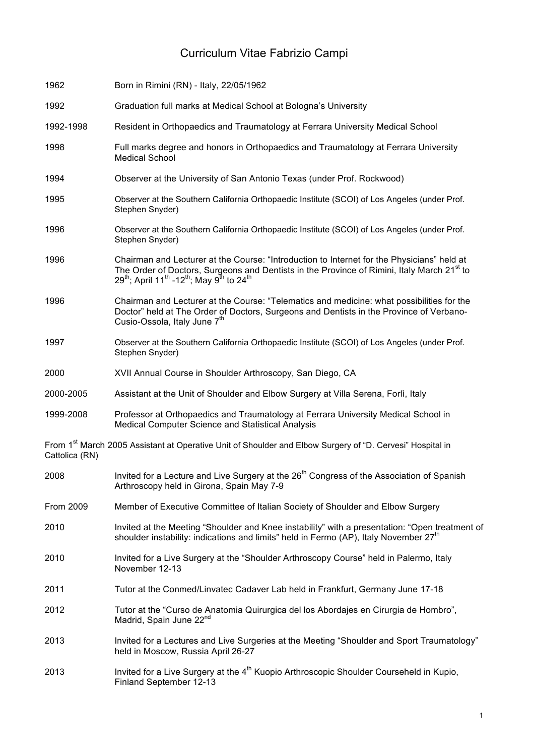# Curriculum Vitae Fabrizio Campi

| | |
|---|---|
| 1962 | Born in Rimini (RN) - Italy, 22/05/1962 |
| 1992 | Graduation full marks at Medical School at Bologna's University |
| 1992-1998 | Resident in Orthopaedics and Traumatology at Ferrara University Medical School |
| 1998 | Full marks degree and honors in Orthopaedics and Traumatology at Ferrara University Medical School |
| 1994 | Observer at the University of San Antonio Texas (under Prof. Rockwood) |
| 1995 | Observer at the Southern California Orthopaedic Institute (SCOI) of Los Angeles (under Prof. Stephen Snyder) |
| 1996 | Observer at the Southern California Orthopaedic Institute (SCOI) of Los Angeles (under Prof. Stephen Snyder) |
| 1996 | Chairman and Lecturer at the Course: "Introduction to Internet for the Physicians" held at The Order of Doctors, Surgeons and Dentists in the Province of Rimini, Italy March 21st to 29th; April 11th -12th; May 9th to 24th |
| 1996 | Chairman and Lecturer at the Course: "Telematics and medicine: what possibilities for the Doctor" held at The Order of Doctors, Surgeons and Dentists in the Province of Verbano-Cusio-Ossola, Italy June 7th |
| 1997 | Observer at the Southern California Orthopaedic Institute (SCOI) of Los Angeles (under Prof. Stephen Snyder) |
| 2000 | XVII Annual Course in Shoulder Arthroscopy, San Diego, CA |
| 2000-2005 | Assistant at the Unit of Shoulder and Elbow Surgery at Villa Serena, Forlì, Italy |
| 1999-2008 | Professor at Orthopaedics and Traumatology at Ferrara University Medical School in Medical Computer Science and Statistical Analysis |

From 1st March 2005 Assistant at Operative Unit of Shoulder and Elbow Surgery of "D. Cervesi" Hospital in Cattolica (RN)

| | |
|---|---|
| 2008 | Invited for a Lecture and Live Surgery at the 26th Congress of the Association of Spanish Arthroscopy held in Girona, Spain May 7-9 |
| From 2009 | Member of Executive Committee of Italian Society of Shoulder and Elbow Surgery |
| 2010 | Invited at the Meeting "Shoulder and Knee instability" with a presentation: "Open treatment of shoulder instability: indications and limits" held in Fermo (AP), Italy November 27th |
| 2010 | Invited for a Live Surgery at the "Shoulder Arthroscopy Course" held in Palermo, Italy November 12-13 |
| 2011 | Tutor at the Conmed/Linvatec Cadaver Lab held in Frankfurt, Germany June 17-18 |
| 2012 | Tutor at the "Curso de Anatomia Quirurgica del los Abordajes en Cirurgia de Hombro", Madrid, Spain June 22nd |
| 2013 | Invited for a Lectures and Live Surgeries at the Meeting "Shoulder and Sport Traumatology" held in Moscow, Russia April 26-27 |
| 2013 | Invited for a Live Surgery at the 4th Kuopio Arthroscopic Shoulder Courseheld in Kupio, Finland September 12-13 |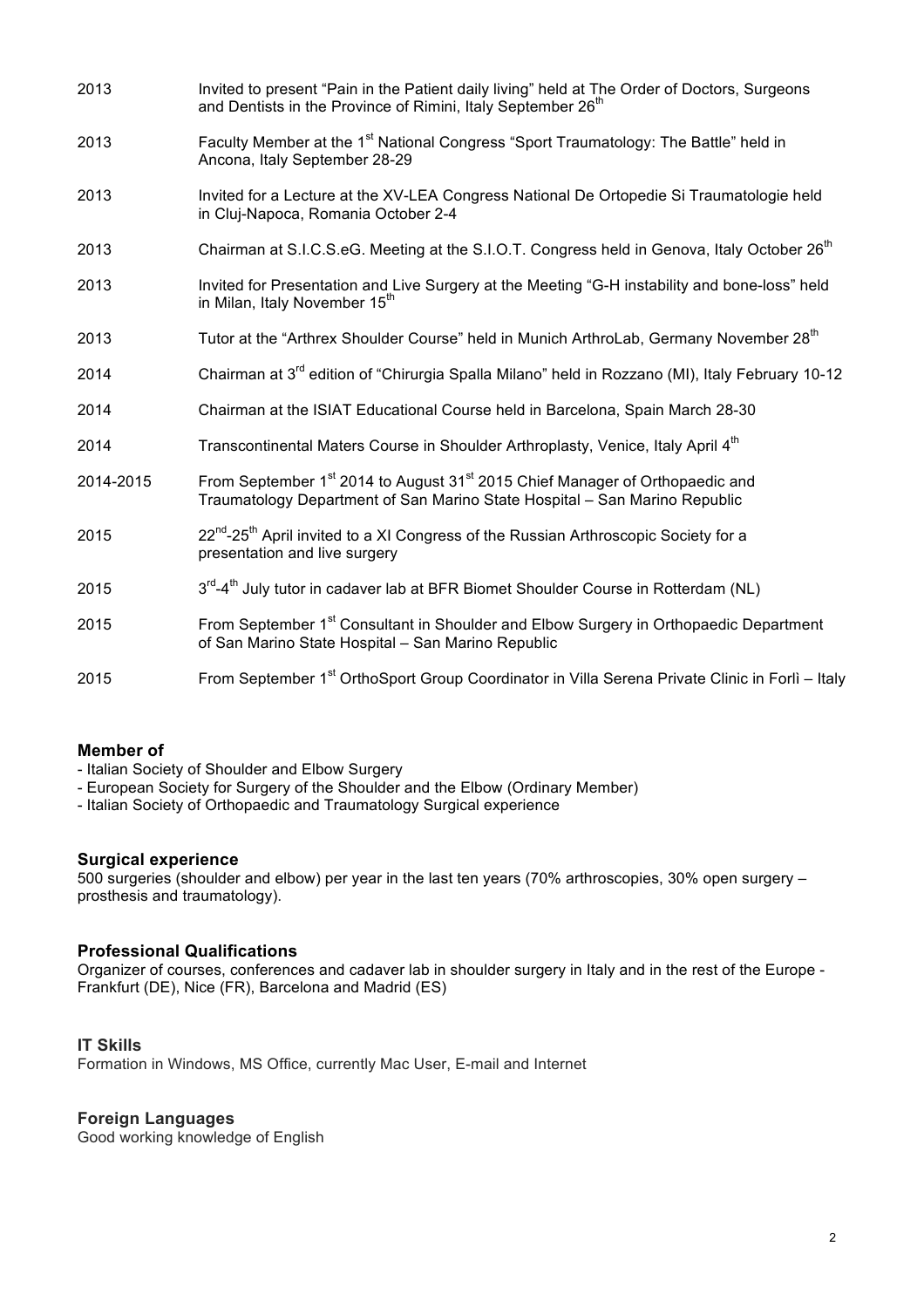| | |
|---|---|
| 2013 | Invited to present "Pain in the Patient daily living" held at The Order of Doctors, Surgeons and Dentists in the Province of Rimini, Italy September 26th |
| 2013 | Faculty Member at the 1st National Congress "Sport Traumatology: The Battle" held in Ancona, Italy September 28-29 |
| 2013 | Invited for a Lecture at the XV-LEA Congress National De Ortopedie Si Traumatologie held in Cluj-Napoca, Romania October 2-4 |
| 2013 | Chairman at S.I.C.S.eG. Meeting at the S.I.O.T. Congress held in Genova, Italy October 26th |
| 2013 | Invited for Presentation and Live Surgery at the Meeting "G-H instability and bone-loss" held in Milan, Italy November 15th |
| 2013 | Tutor at the "Arthrex Shoulder Course" held in Munich ArthroLab, Germany November 28th |
| 2014 | Chairman at 3rd edition of "Chirurgia Spalla Milano" held in Rozzano (MI), Italy February 10-12 |
| 2014 | Chairman at the ISIAT Educational Course held in Barcelona, Spain March 28-30 |
| 2014 | Transcontinental Maters Course in Shoulder Arthroplasty, Venice, Italy April 4th |
| 2014-2015 | From September 1st 2014 to August 31st 2015 Chief Manager of Orthopaedic and Traumatology Department of San Marino State Hospital – San Marino Republic |
| 2015 | 22nd-25th April invited to a XI Congress of the Russian Arthroscopic Society for a presentation and live surgery |
| 2015 | 3rd-4th July tutor in cadaver lab at BFR Biomet Shoulder Course in Rotterdam (NL) |
| 2015 | From September 1st Consultant in Shoulder and Elbow Surgery in Orthopaedic Department of San Marino State Hospital – San Marino Republic |
| 2015 | From September 1st OrthoSport Group Coordinator in Villa Serena Private Clinic in Forlì – Italy |

### Member of

- Italian Society of Shoulder and Elbow Surgery
- European Society for Surgery of the Shoulder and the Elbow (Ordinary Member)
- Italian Society of Orthopaedic and Traumatology Surgical experience

### Surgical experience

500 surgeries (shoulder and elbow) per year in the last ten years (70% arthroscopies, 30% open surgery – prosthesis and traumatology).

### Professional Qualifications

Organizer of courses, conferences and cadaver lab in shoulder surgery in Italy and in the rest of the Europe - Frankfurt (DE), Nice (FR), Barcelona and Madrid (ES)

### IT Skills

Formation in Windows, MS Office, currently Mac User, E-mail and Internet

### Foreign Languages

Good working knowledge of English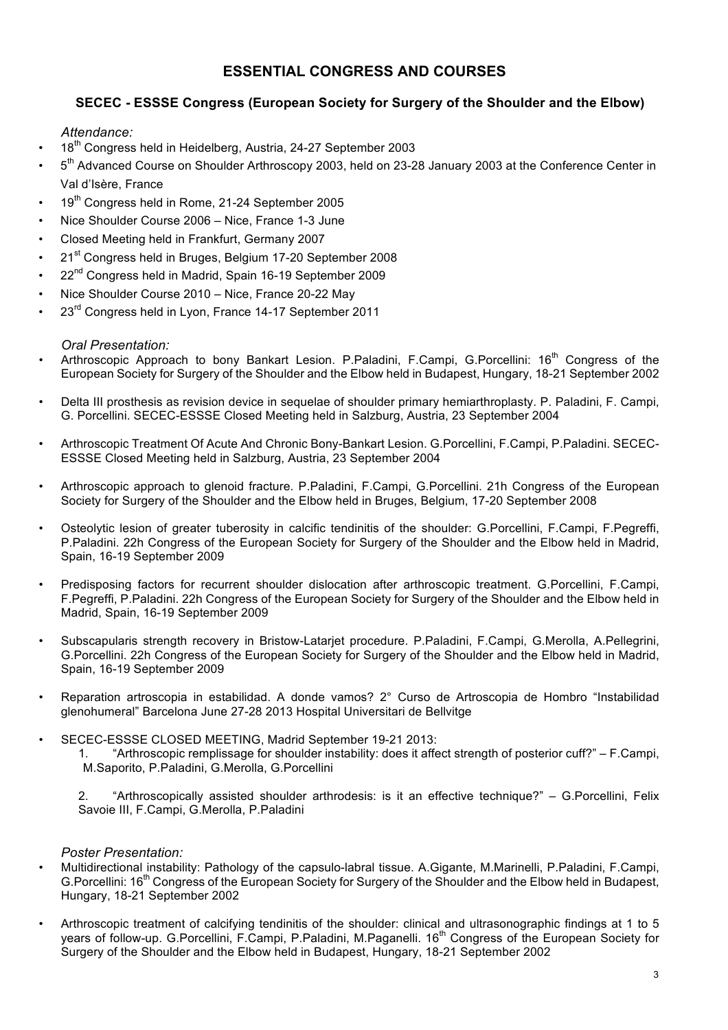# ESSENTIAL CONGRESS AND COURSES

## SECEC - ESSSE Congress (European Society for Surgery of the Shoulder and the Elbow)

*Attendance:*

- 18th Congress held in Heidelberg, Austria, 24-27 September 2003
- 5th Advanced Course on Shoulder Arthroscopy 2003, held on 23-28 January 2003 at the Conference Center in Val d'Isère, France
- 19th Congress held in Rome, 21-24 September 2005
- Nice Shoulder Course 2006 – Nice, France 1-3 June
- Closed Meeting held in Frankfurt, Germany 2007
- 21st Congress held in Bruges, Belgium 17-20 September 2008
- 22nd Congress held in Madrid, Spain 16-19 September 2009
- Nice Shoulder Course 2010 – Nice, France 20-22 May
- 23rd Congress held in Lyon, France 14-17 September 2011

*Oral Presentation:*

- Arthroscopic Approach to bony Bankart Lesion. P.Paladini, F.Campi, G.Porcellini: 16th Congress of the European Society for Surgery of the Shoulder and the Elbow held in Budapest, Hungary, 18-21 September 2002
- Delta III prosthesis as revision device in sequelae of shoulder primary hemiarthroplasty. P. Paladini, F. Campi, G. Porcellini. SECEC-ESSSE Closed Meeting held in Salzburg, Austria, 23 September 2004
- Arthroscopic Treatment Of Acute And Chronic Bony-Bankart Lesion. G.Porcellini, F.Campi, P.Paladini. SECEC-ESSSE Closed Meeting held in Salzburg, Austria, 23 September 2004
- Arthroscopic approach to glenoid fracture. P.Paladini, F.Campi, G.Porcellini. 21h Congress of the European Society for Surgery of the Shoulder and the Elbow held in Bruges, Belgium, 17-20 September 2008
- Osteolytic lesion of greater tuberosity in calcific tendinitis of the shoulder: G.Porcellini, F.Campi, F.Pegreffi, P.Paladini. 22h Congress of the European Society for Surgery of the Shoulder and the Elbow held in Madrid, Spain, 16-19 September 2009
- Predisposing factors for recurrent shoulder dislocation after arthroscopic treatment. G.Porcellini, F.Campi, F.Pegreffi, P.Paladini. 22h Congress of the European Society for Surgery of the Shoulder and the Elbow held in Madrid, Spain, 16-19 September 2009
- Subscapularis strength recovery in Bristow-Latarjet procedure. P.Paladini, F.Campi, G.Merolla, A.Pellegrini, G.Porcellini. 22h Congress of the European Society for Surgery of the Shoulder and the Elbow held in Madrid, Spain, 16-19 September 2009
- Reparation artroscopia in estabilidad. A donde vamos? 2° Curso de Artroscopia de Hombro "Instabilidad glenohumeral" Barcelona June 27-28 2013 Hospital Universitari de Bellvitge
- SECEC-ESSSE CLOSED MEETING, Madrid September 19-21 2013:
  1. "Arthroscopic remplissage for shoulder instability: does it affect strength of posterior cuff?" – F.Campi, M.Saporito, P.Paladini, G.Merolla, G.Porcellini
  2. "Arthroscopically assisted shoulder arthrodesis: is it an effective technique?" – G.Porcellini, Felix Savoie III, F.Campi, G.Merolla, P.Paladini

*Poster Presentation:*

- Multidirectional instability: Pathology of the capsulo-labral tissue. A.Gigante, M.Marinelli, P.Paladini, F.Campi, G.Porcellini: 16th Congress of the European Society for Surgery of the Shoulder and the Elbow held in Budapest, Hungary, 18-21 September 2002
- Arthroscopic treatment of calcifying tendinitis of the shoulder: clinical and ultrasonographic findings at 1 to 5 years of follow-up. G.Porcellini, F.Campi, P.Paladini, M.Paganelli. 16th Congress of the European Society for Surgery of the Shoulder and the Elbow held in Budapest, Hungary, 18-21 September 2002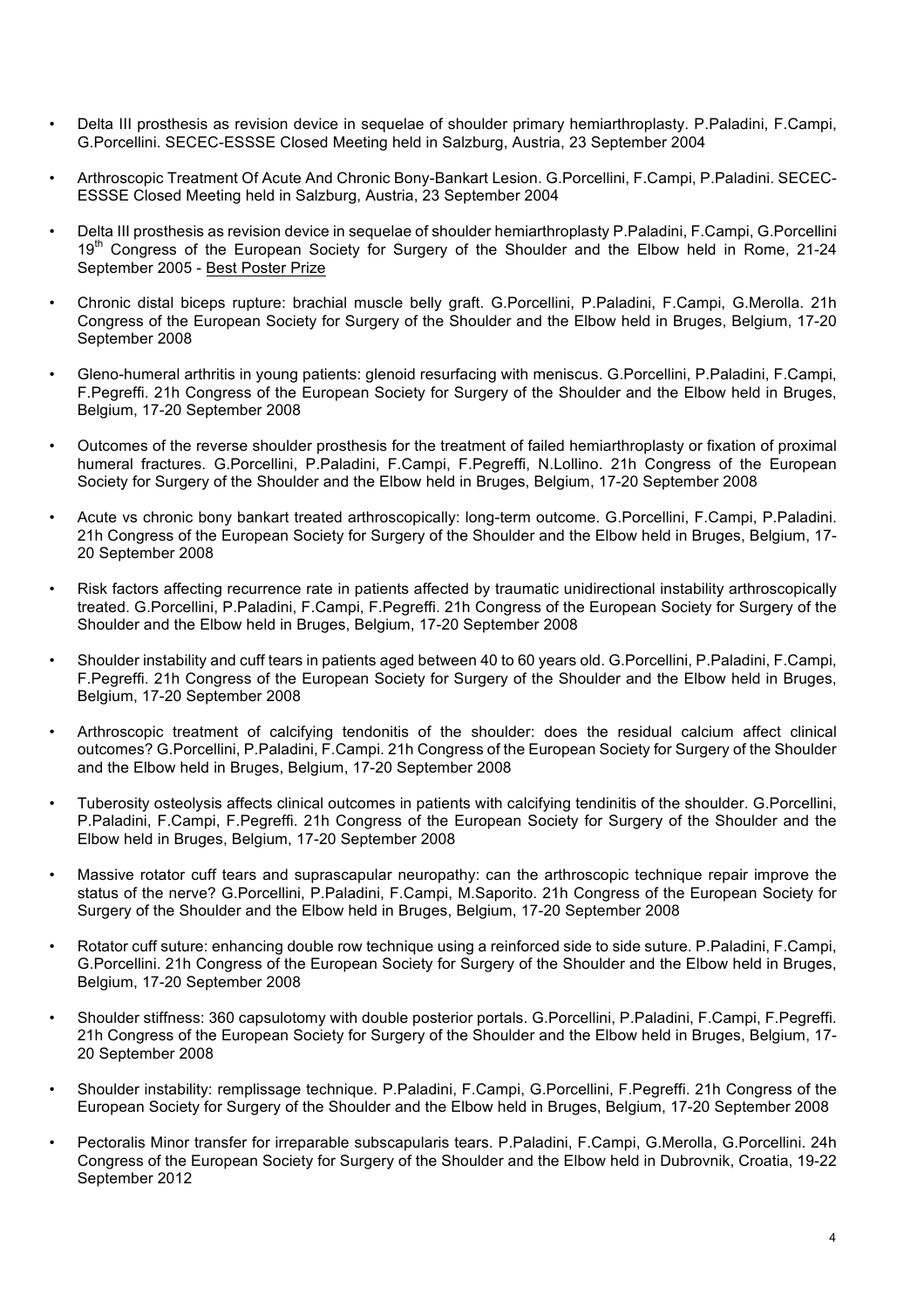- Delta III prosthesis as revision device in sequelae of shoulder primary hemiarthroplasty. P.Paladini, F.Campi, G.Porcellini. SECEC-ESSSE Closed Meeting held in Salzburg, Austria, 23 September 2004

- Arthroscopic Treatment Of Acute And Chronic Bony-Bankart Lesion. G.Porcellini, F.Campi, P.Paladini. SECEC-ESSSE Closed Meeting held in Salzburg, Austria, 23 September 2004

- Delta III prosthesis as revision device in sequelae of shoulder hemiarthroplasty P.Paladini, F.Campi, G.Porcellini 19th Congress of the European Society for Surgery of the Shoulder and the Elbow held in Rome, 21-24 September 2005 - Best Poster Prize

- Chronic distal biceps rupture: brachial muscle belly graft. G.Porcellini, P.Paladini, F.Campi, G.Merolla. 21h Congress of the European Society for Surgery of the Shoulder and the Elbow held in Bruges, Belgium, 17-20 September 2008

- Gleno-humeral arthritis in young patients: glenoid resurfacing with meniscus. G.Porcellini, P.Paladini, F.Campi, F.Pegreffi. 21h Congress of the European Society for Surgery of the Shoulder and the Elbow held in Bruges, Belgium, 17-20 September 2008

- Outcomes of the reverse shoulder prosthesis for the treatment of failed hemiarthroplasty or fixation of proximal humeral fractures. G.Porcellini, P.Paladini, F.Campi, F.Pegreffi, N.Lollino. 21h Congress of the European Society for Surgery of the Shoulder and the Elbow held in Bruges, Belgium, 17-20 September 2008

- Acute vs chronic bony bankart treated arthroscopically: long-term outcome. G.Porcellini, F.Campi, P.Paladini. 21h Congress of the European Society for Surgery of the Shoulder and the Elbow held in Bruges, Belgium, 17-20 September 2008

- Risk factors affecting recurrence rate in patients affected by traumatic unidirectional instability arthroscopically treated. G.Porcellini, P.Paladini, F.Campi, F.Pegreffi. 21h Congress of the European Society for Surgery of the Shoulder and the Elbow held in Bruges, Belgium, 17-20 September 2008

- Shoulder instability and cuff tears in patients aged between 40 to 60 years old. G.Porcellini, P.Paladini, F.Campi, F.Pegreffi. 21h Congress of the European Society for Surgery of the Shoulder and the Elbow held in Bruges, Belgium, 17-20 September 2008

- Arthroscopic treatment of calcifying tendonitis of the shoulder: does the residual calcium affect clinical outcomes? G.Porcellini, P.Paladini, F.Campi. 21h Congress of the European Society for Surgery of the Shoulder and the Elbow held in Bruges, Belgium, 17-20 September 2008

- Tuberosity osteolysis affects clinical outcomes in patients with calcifying tendinitis of the shoulder. G.Porcellini, P.Paladini, F.Campi, F.Pegreffi. 21h Congress of the European Society for Surgery of the Shoulder and the Elbow held in Bruges, Belgium, 17-20 September 2008

- Massive rotator cuff tears and suprascapular neuropathy: can the arthroscopic technique repair improve the status of the nerve? G.Porcellini, P.Paladini, F.Campi, M.Saporito. 21h Congress of the European Society for Surgery of the Shoulder and the Elbow held in Bruges, Belgium, 17-20 September 2008

- Rotator cuff suture: enhancing double row technique using a reinforced side to side suture. P.Paladini, F.Campi, G.Porcellini. 21h Congress of the European Society for Surgery of the Shoulder and the Elbow held in Bruges, Belgium, 17-20 September 2008

- Shoulder stiffness: 360 capsulotomy with double posterior portals. G.Porcellini, P.Paladini, F.Campi, F.Pegreffi. 21h Congress of the European Society for Surgery of the Shoulder and the Elbow held in Bruges, Belgium, 17-20 September 2008

- Shoulder instability: remplissage technique. P.Paladini, F.Campi, G.Porcellini, F.Pegreffi. 21h Congress of the European Society for Surgery of the Shoulder and the Elbow held in Bruges, Belgium, 17-20 September 2008

- Pectoralis Minor transfer for irreparable subscapularis tears. P.Paladini, F.Campi, G.Merolla, G.Porcellini. 24h Congress of the European Society for Surgery of the Shoulder and the Elbow held in Dubrovnik, Croatia, 19-22 September 2012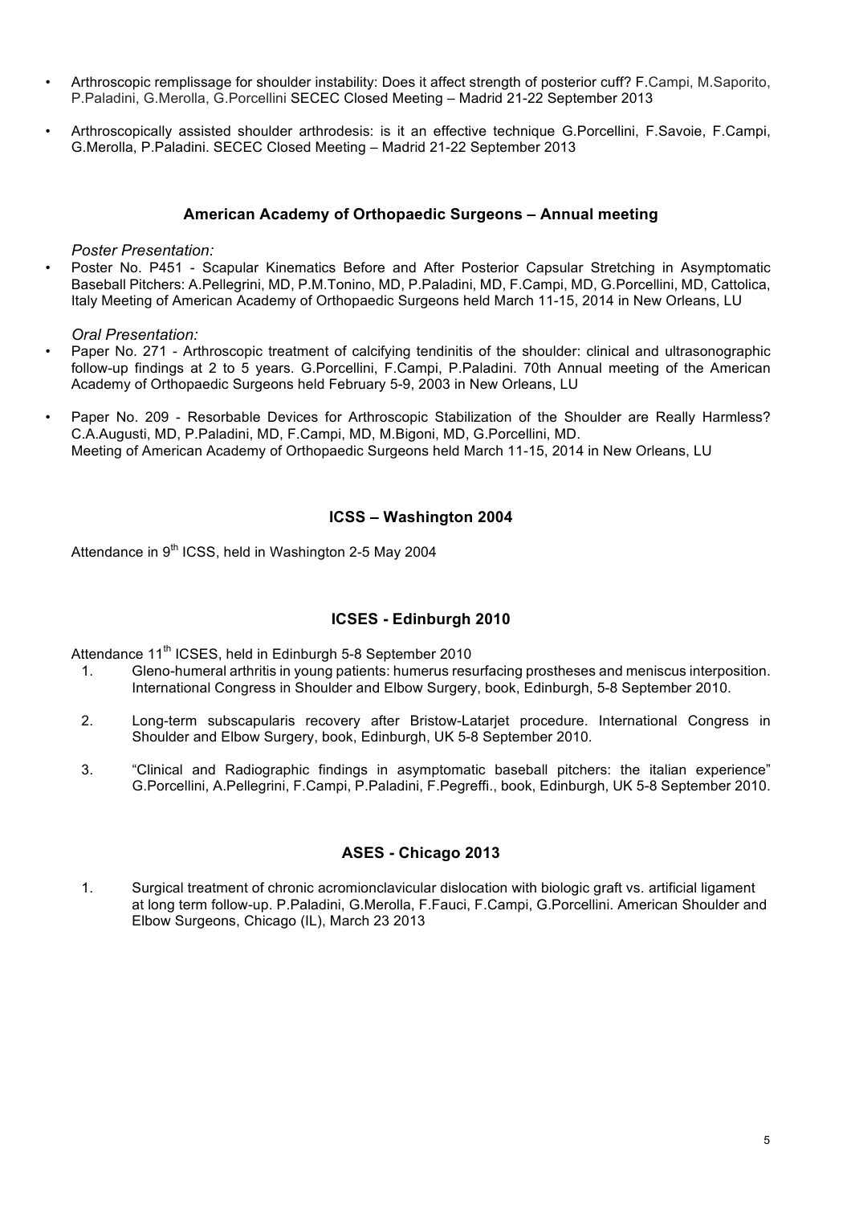- Arthroscopic remplissage for shoulder instability: Does it affect strength of posterior cuff? F.Campi, M.Saporito, P.Paladini, G.Merolla, G.Porcellini SECEC Closed Meeting – Madrid 21-22 September 2013
- Arthroscopically assisted shoulder arthrodesis: is it an effective technique G.Porcellini, F.Savoie, F.Campi, G.Merolla, P.Paladini. SECEC Closed Meeting – Madrid 21-22 September 2013

## American Academy of Orthopaedic Surgeons – Annual meeting

*Poster Presentation:*

- Poster No. P451 - Scapular Kinematics Before and After Posterior Capsular Stretching in Asymptomatic Baseball Pitchers: A.Pellegrini, MD, P.M.Tonino, MD, P.Paladini, MD, F.Campi, MD, G.Porcellini, MD, Cattolica, Italy Meeting of American Academy of Orthopaedic Surgeons held March 11-15, 2014 in New Orleans, LU

*Oral Presentation:*

- Paper No. 271 - Arthroscopic treatment of calcifying tendinitis of the shoulder: clinical and ultrasonographic follow-up findings at 2 to 5 years. G.Porcellini, F.Campi, P.Paladini. 70th Annual meeting of the American Academy of Orthopaedic Surgeons held February 5-9, 2003 in New Orleans, LU
- Paper No. 209 - Resorbable Devices for Arthroscopic Stabilization of the Shoulder are Really Harmless? C.A.Augusti, MD, P.Paladini, MD, F.Campi, MD, M.Bigoni, MD, G.Porcellini, MD.
  Meeting of American Academy of Orthopaedic Surgeons held March 11-15, 2014 in New Orleans, LU

## ICSS – Washington 2004

Attendance in 9th ICSS, held in Washington 2-5 May 2004

## ICSES - Edinburgh 2010

Attendance 11th ICSES, held in Edinburgh 5-8 September 2010

1. Gleno-humeral arthritis in young patients: humerus resurfacing prostheses and meniscus interposition. International Congress in Shoulder and Elbow Surgery, book, Edinburgh, 5-8 September 2010.
2. Long-term subscapularis recovery after Bristow-Latarjet procedure. International Congress in Shoulder and Elbow Surgery, book, Edinburgh, UK 5-8 September 2010.
3. "Clinical and Radiographic findings in asymptomatic baseball pitchers: the italian experience" G.Porcellini, A.Pellegrini, F.Campi, P.Paladini, F.Pegreffi., book, Edinburgh, UK 5-8 September 2010.

## ASES - Chicago 2013

1. Surgical treatment of chronic acromionclavicular dislocation with biologic graft vs. artificial ligament at long term follow-up. P.Paladini, G.Merolla, F.Fauci, F.Campi, G.Porcellini. American Shoulder and Elbow Surgeons, Chicago (IL), March 23 2013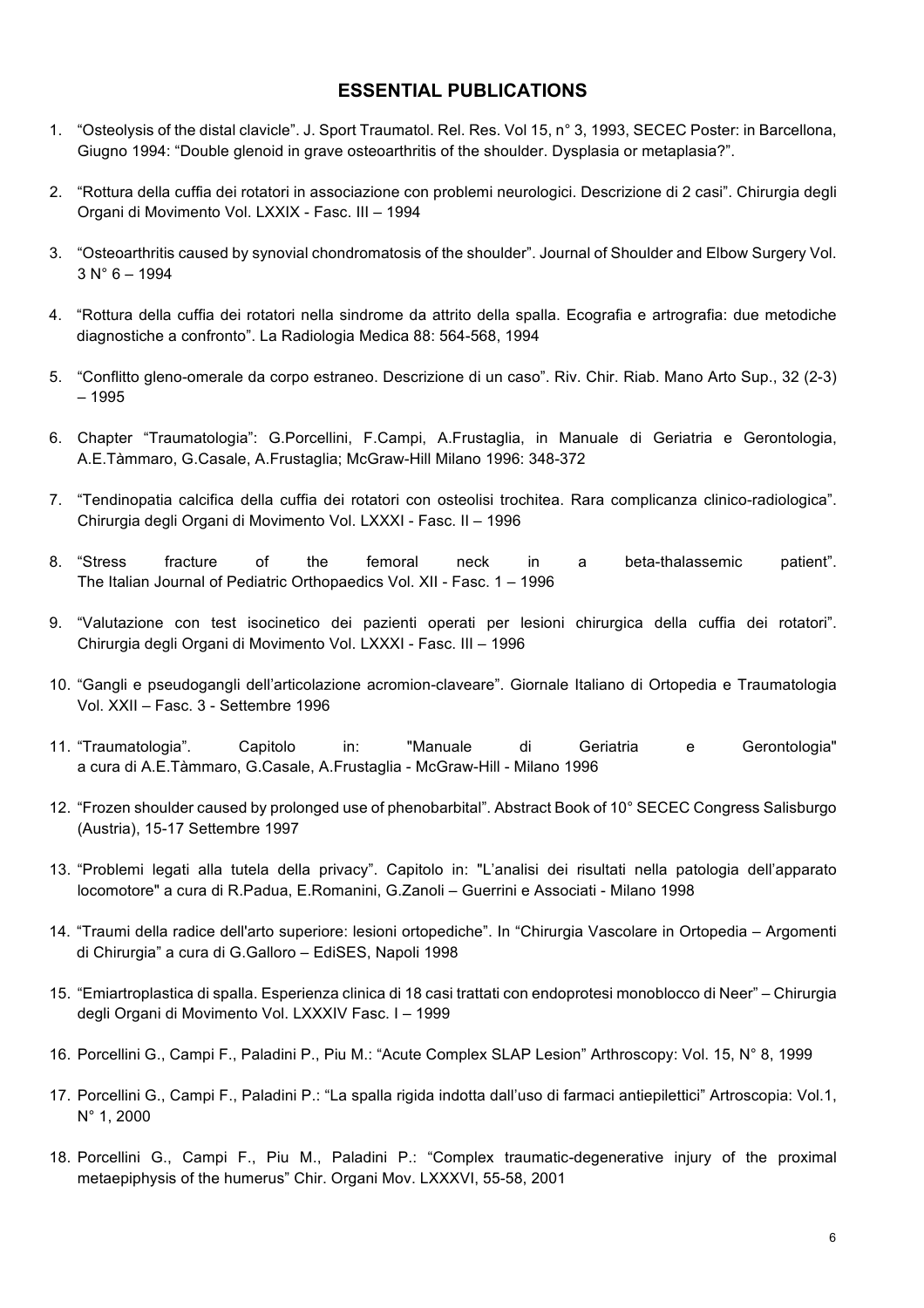## ESSENTIAL PUBLICATIONS

1. “Osteolysis of the distal clavicle”. J. Sport Traumatol. Rel. Res. Vol 15, n° 3, 1993, SECEC Poster: in Barcellona, Giugno 1994: “Double glenoid in grave osteoarthritis of the shoulder. Dysplasia or metaplasia?”.

2. “Rottura della cuffia dei rotatori in associazione con problemi neurologici. Descrizione di 2 casi”. Chirurgia degli Organi di Movimento Vol. LXXIX - Fasc. III – 1994

3. “Osteoarthritis caused by synovial chondromatosis of the shoulder”. Journal of Shoulder and Elbow Surgery Vol. 3 N° 6 – 1994

4. “Rottura della cuffia dei rotatori nella sindrome da attrito della spalla. Ecografia e artrografia: due metodiche diagnostiche a confronto”. La Radiologia Medica 88: 564-568, 1994

5. “Conflitto gleno-omerale da corpo estraneo. Descrizione di un caso”. Riv. Chir. Riab. Mano Arto Sup., 32 (2-3) – 1995

6. Chapter “Traumatologia”: G.Porcellini, F.Campi, A.Frustaglia, in Manuale di Geriatria e Gerontologia, A.E.Tàmmaro, G.Casale, A.Frustaglia; McGraw-Hill Milano 1996: 348-372

7. “Tendinopatia calcifica della cuffia dei rotatori con osteolisi trochitea. Rara complicanza clinico-radiologica”. Chirurgia degli Organi di Movimento Vol. LXXXI - Fasc. II – 1996

8. “Stress fracture of the femoral neck in a beta-thalassemic patient”. The Italian Journal of Pediatric Orthopaedics Vol. XII - Fasc. 1 – 1996

9. “Valutazione con test isocinetico dei pazienti operati per lesioni chirurgica della cuffia dei rotatori”. Chirurgia degli Organi di Movimento Vol. LXXXI - Fasc. III – 1996

10. “Gangli e pseudogangli dell’articolazione acromion-claveare”. Giornale Italiano di Ortopedia e Traumatologia Vol. XXII – Fasc. 3 - Settembre 1996

11. “Traumatologia”. Capitolo in: "Manuale di Geriatria e Gerontologia" a cura di A.E.Tàmmaro, G.Casale, A.Frustaglia - McGraw-Hill - Milano 1996

12. “Frozen shoulder caused by prolonged use of phenobarbital”. Abstract Book of 10° SECEC Congress Salisburgo (Austria), 15-17 Settembre 1997

13. “Problemi legati alla tutela della privacy”. Capitolo in: "L’analisi dei risultati nella patologia dell’apparato locomotore" a cura di R.Padua, E.Romanini, G.Zanoli – Guerrini e Associati - Milano 1998

14. “Traumi della radice dell'arto superiore: lesioni ortopediche”. In “Chirurgia Vascolare in Ortopedia – Argomenti di Chirurgia” a cura di G.Galloro – EdiSES, Napoli 1998

15. “Emiartroplastica di spalla. Esperienza clinica di 18 casi trattati con endoprotesi monoblocco di Neer” – Chirurgia degli Organi di Movimento Vol. LXXXIV Fasc. I – 1999

16. Porcellini G., Campi F., Paladini P., Piu M.: “Acute Complex SLAP Lesion” Arthroscopy: Vol. 15, N° 8, 1999

17. Porcellini G., Campi F., Paladini P.: “La spalla rigida indotta dall’uso di farmaci antiepilettici” Artroscopia: Vol.1, N° 1, 2000

18. Porcellini G., Campi F., Piu M., Paladini P.: “Complex traumatic-degenerative injury of the proximal metaepiphysis of the humerus” Chir. Organi Mov. LXXXVI, 55-58, 2001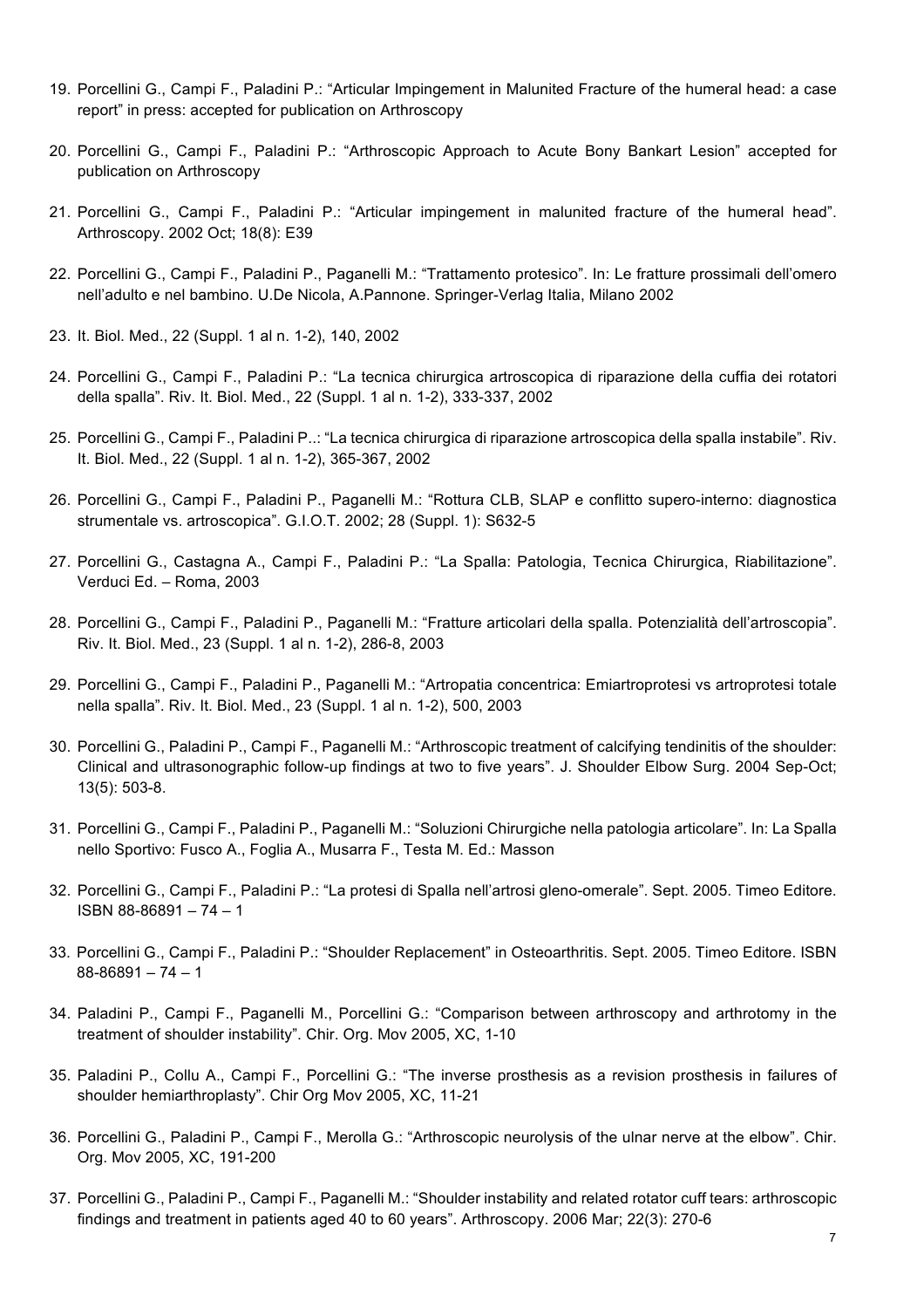19. Porcellini G., Campi F., Paladini P.: "Articular Impingement in Malunited Fracture of the humeral head: a case report" in press: accepted for publication on Arthroscopy

20. Porcellini G., Campi F., Paladini P.: "Arthroscopic Approach to Acute Bony Bankart Lesion" accepted for publication on Arthroscopy

21. Porcellini G., Campi F., Paladini P.: "Articular impingement in malunited fracture of the humeral head". Arthroscopy. 2002 Oct; 18(8): E39

22. Porcellini G., Campi F., Paladini P., Paganelli M.: "Trattamento protesico". In: Le fratture prossimali dell'omero nell'adulto e nel bambino. U.De Nicola, A.Pannone. Springer-Verlag Italia, Milano 2002

23. It. Biol. Med., 22 (Suppl. 1 al n. 1-2), 140, 2002

24. Porcellini G., Campi F., Paladini P.: "La tecnica chirurgica artroscopica di riparazione della cuffia dei rotatori della spalla". Riv. It. Biol. Med., 22 (Suppl. 1 al n. 1-2), 333-337, 2002

25. Porcellini G., Campi F., Paladini P..: "La tecnica chirurgica di riparazione artroscopica della spalla instabile". Riv. It. Biol. Med., 22 (Suppl. 1 al n. 1-2), 365-367, 2002

26. Porcellini G., Campi F., Paladini P., Paganelli M.: "Rottura CLB, SLAP e conflitto supero-interno: diagnostica strumentale vs. artroscopica". G.I.O.T. 2002; 28 (Suppl. 1): S632-5

27. Porcellini G., Castagna A., Campi F., Paladini P.: "La Spalla: Patologia, Tecnica Chirurgica, Riabilitazione". Verduci Ed. – Roma, 2003

28. Porcellini G., Campi F., Paladini P., Paganelli M.: "Fratture articolari della spalla. Potenzialità dell'artroscopia". Riv. It. Biol. Med., 23 (Suppl. 1 al n. 1-2), 286-8, 2003

29. Porcellini G., Campi F., Paladini P., Paganelli M.: "Artropatia concentrica: Emiartroprotesi vs artroprotesi totale nella spalla". Riv. It. Biol. Med., 23 (Suppl. 1 al n. 1-2), 500, 2003

30. Porcellini G., Paladini P., Campi F., Paganelli M.: "Arthroscopic treatment of calcifying tendinitis of the shoulder: Clinical and ultrasonographic follow-up findings at two to five years". J. Shoulder Elbow Surg. 2004 Sep-Oct; 13(5): 503-8.

31. Porcellini G., Campi F., Paladini P., Paganelli M.: "Soluzioni Chirurgiche nella patologia articolare". In: La Spalla nello Sportivo: Fusco A., Foglia A., Musarra F., Testa M. Ed.: Masson

32. Porcellini G., Campi F., Paladini P.: "La protesi di Spalla nell'artrosi gleno-omerale". Sept. 2005. Timeo Editore. ISBN 88-86891 – 74 – 1

33. Porcellini G., Campi F., Paladini P.: "Shoulder Replacement" in Osteoarthritis. Sept. 2005. Timeo Editore. ISBN 88-86891 – 74 – 1

34. Paladini P., Campi F., Paganelli M., Porcellini G.: "Comparison between arthroscopy and arthrotomy in the treatment of shoulder instability". Chir. Org. Mov 2005, XC, 1-10

35. Paladini P., Collu A., Campi F., Porcellini G.: "The inverse prosthesis as a revision prosthesis in failures of shoulder hemiarthroplasty". Chir Org Mov 2005, XC, 11-21

36. Porcellini G., Paladini P., Campi F., Merolla G.: "Arthroscopic neurolysis of the ulnar nerve at the elbow". Chir. Org. Mov 2005, XC, 191-200

37. Porcellini G., Paladini P., Campi F., Paganelli M.: "Shoulder instability and related rotator cuff tears: arthroscopic findings and treatment in patients aged 40 to 60 years". Arthroscopy. 2006 Mar; 22(3): 270-6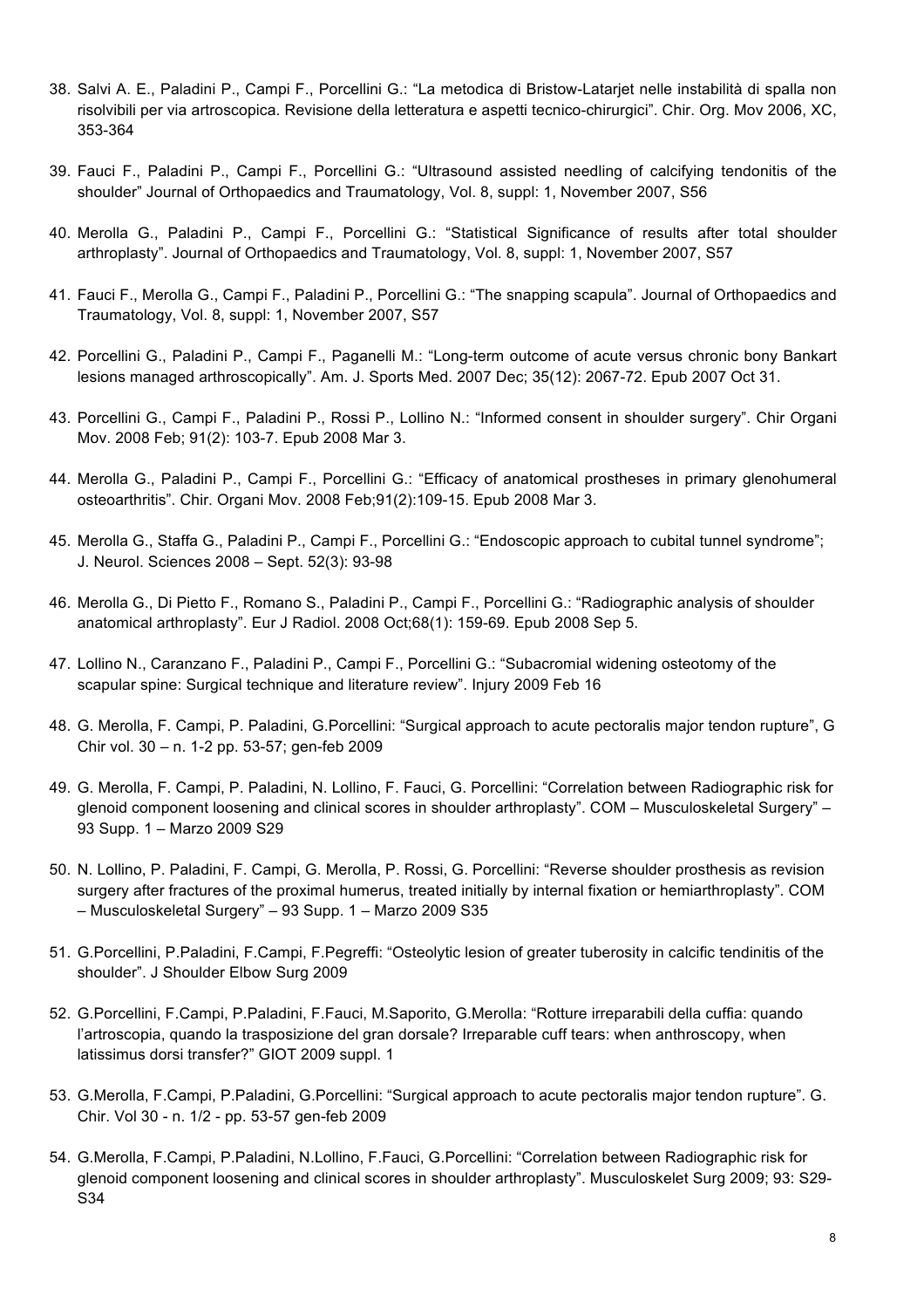38. Salvi A. E., Paladini P., Campi F., Porcellini G.: "La metodica di Bristow-Latarjet nelle instabilità di spalla non risolvibili per via artroscopica. Revisione della letteratura e aspetti tecnico-chirurgici". Chir. Org. Mov 2006, XC, 353-364

39. Fauci F., Paladini P., Campi F., Porcellini G.: "Ultrasound assisted needling of calcifying tendonitis of the shoulder" Journal of Orthopaedics and Traumatology, Vol. 8, suppl: 1, November 2007, S56

40. Merolla G., Paladini P., Campi F., Porcellini G.: "Statistical Significance of results after total shoulder arthroplasty". Journal of Orthopaedics and Traumatology, Vol. 8, suppl: 1, November 2007, S57

41. Fauci F., Merolla G., Campi F., Paladini P., Porcellini G.: "The snapping scapula". Journal of Orthopaedics and Traumatology, Vol. 8, suppl: 1, November 2007, S57

42. Porcellini G., Paladini P., Campi F., Paganelli M.: "Long-term outcome of acute versus chronic bony Bankart lesions managed arthroscopically". Am. J. Sports Med. 2007 Dec; 35(12): 2067-72. Epub 2007 Oct 31.

43. Porcellini G., Campi F., Paladini P., Rossi P., Lollino N.: "Informed consent in shoulder surgery". Chir Organi Mov. 2008 Feb; 91(2): 103-7. Epub 2008 Mar 3.

44. Merolla G., Paladini P., Campi F., Porcellini G.: "Efficacy of anatomical prostheses in primary glenohumeral osteoarthritis". Chir. Organi Mov. 2008 Feb;91(2):109-15. Epub 2008 Mar 3.

45. Merolla G., Staffa G., Paladini P., Campi F., Porcellini G.: "Endoscopic approach to cubital tunnel syndrome"; J. Neurol. Sciences 2008 – Sept. 52(3): 93-98

46. Merolla G., Di Pietto F., Romano S., Paladini P., Campi F., Porcellini G.: "Radiographic analysis of shoulder anatomical arthroplasty". Eur J Radiol. 2008 Oct;68(1): 159-69. Epub 2008 Sep 5.

47. Lollino N., Caranzano F., Paladini P., Campi F., Porcellini G.: "Subacromial widening osteotomy of the scapular spine: Surgical technique and literature review". Injury 2009 Feb 16

48. G. Merolla, F. Campi, P. Paladini, G.Porcellini: "Surgical approach to acute pectoralis major tendon rupture", G Chir vol. 30 – n. 1-2 pp. 53-57; gen-feb 2009

49. G. Merolla, F. Campi, P. Paladini, N. Lollino, F. Fauci, G. Porcellini: "Correlation between Radiographic risk for glenoid component loosening and clinical scores in shoulder arthroplasty". COM – Musculoskeletal Surgery" – 93 Supp. 1 – Marzo 2009 S29

50. N. Lollino, P. Paladini, F. Campi, G. Merolla, P. Rossi, G. Porcellini: "Reverse shoulder prosthesis as revision surgery after fractures of the proximal humerus, treated initially by internal fixation or hemiarthroplasty". COM – Musculoskeletal Surgery" – 93 Supp. 1 – Marzo 2009 S35

51. G.Porcellini, P.Paladini, F.Campi, F.Pegreffi: "Osteolytic lesion of greater tuberosity in calcific tendinitis of the shoulder". J Shoulder Elbow Surg 2009

52. G.Porcellini, F.Campi, P.Paladini, F.Fauci, M.Saporito, G.Merolla: "Rotture irreparabili della cuffia: quando l'artroscopia, quando la trasposizione del gran dorsale? Irreparable cuff tears: when anthroscopy, when latissimus dorsi transfer?" GIOT 2009 suppl. 1

53. G.Merolla, F.Campi, P.Paladini, G.Porcellini: "Surgical approach to acute pectoralis major tendon rupture". G. Chir. Vol 30 - n. 1/2 - pp. 53-57 gen-feb 2009

54. G.Merolla, F.Campi, P.Paladini, N.Lollino, F.Fauci, G.Porcellini: "Correlation between Radiographic risk for glenoid component loosening and clinical scores in shoulder arthroplasty". Musculoskelet Surg 2009; 93: S29-S34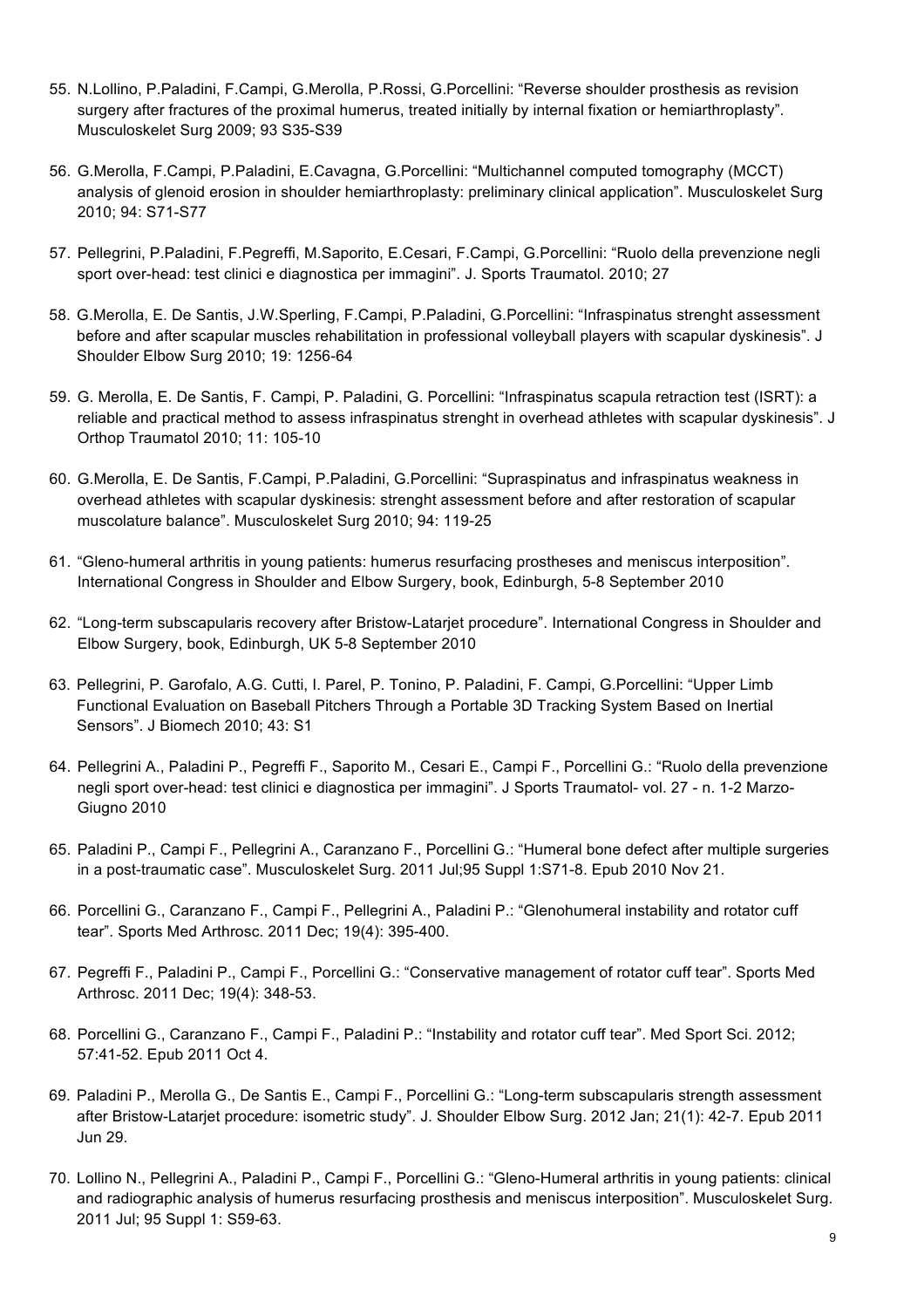55. N.Lollino, P.Paladini, F.Campi, G.Merolla, P.Rossi, G.Porcellini: "Reverse shoulder prosthesis as revision surgery after fractures of the proximal humerus, treated initially by internal fixation or hemiarthroplasty". Musculoskelet Surg 2009; 93 S35-S39

56. G.Merolla, F.Campi, P.Paladini, E.Cavagna, G.Porcellini: "Multichannel computed tomography (MCCT) analysis of glenoid erosion in shoulder hemiarthroplasty: preliminary clinical application". Musculoskelet Surg 2010; 94: S71-S77

57. Pellegrini, P.Paladini, F.Pegreffi, M.Saporito, E.Cesari, F.Campi, G.Porcellini: "Ruolo della prevenzione negli sport over-head: test clinici e diagnostica per immagini". J. Sports Traumatol. 2010; 27

58. G.Merolla, E. De Santis, J.W.Sperling, F.Campi, P.Paladini, G.Porcellini: "Infraspinatus strenght assessment before and after scapular muscles rehabilitation in professional volleyball players with scapular dyskinesis". J Shoulder Elbow Surg 2010; 19: 1256-64

59. G. Merolla, E. De Santis, F. Campi, P. Paladini, G. Porcellini: "Infraspinatus scapula retraction test (ISRT): a reliable and practical method to assess infraspinatus strenght in overhead athletes with scapular dyskinesis". J Orthop Traumatol 2010; 11: 105-10

60. G.Merolla, E. De Santis, F.Campi, P.Paladini, G.Porcellini: "Supraspinatus and infraspinatus weakness in overhead athletes with scapular dyskinesis: strenght assessment before and after restoration of scapular muscolature balance". Musculoskelet Surg 2010; 94: 119-25

61. "Gleno-humeral arthritis in young patients: humerus resurfacing prostheses and meniscus interposition". International Congress in Shoulder and Elbow Surgery, book, Edinburgh, 5-8 September 2010

62. "Long-term subscapularis recovery after Bristow-Latarjet procedure". International Congress in Shoulder and Elbow Surgery, book, Edinburgh, UK 5-8 September 2010

63. Pellegrini, P. Garofalo, A.G. Cutti, I. Parel, P. Tonino, P. Paladini, F. Campi, G.Porcellini: "Upper Limb Functional Evaluation on Baseball Pitchers Through a Portable 3D Tracking System Based on Inertial Sensors". J Biomech 2010; 43: S1

64. Pellegrini A., Paladini P., Pegreffi F., Saporito M., Cesari E., Campi F., Porcellini G.: "Ruolo della prevenzione negli sport over-head: test clinici e diagnostica per immagini". J Sports Traumatol- vol. 27 - n. 1-2 Marzo-Giugno 2010

65. Paladini P., Campi F., Pellegrini A., Caranzano F., Porcellini G.: "Humeral bone defect after multiple surgeries in a post-traumatic case". Musculoskelet Surg. 2011 Jul;95 Suppl 1:S71-8. Epub 2010 Nov 21.

66. Porcellini G., Caranzano F., Campi F., Pellegrini A., Paladini P.: "Glenohumeral instability and rotator cuff tear". Sports Med Arthrosc. 2011 Dec; 19(4): 395-400.

67. Pegreffi F., Paladini P., Campi F., Porcellini G.: "Conservative management of rotator cuff tear". Sports Med Arthrosc. 2011 Dec; 19(4): 348-53.

68. Porcellini G., Caranzano F., Campi F., Paladini P.: "Instability and rotator cuff tear". Med Sport Sci. 2012; 57:41-52. Epub 2011 Oct 4.

69. Paladini P., Merolla G., De Santis E., Campi F., Porcellini G.: "Long-term subscapularis strength assessment after Bristow-Latarjet procedure: isometric study". J. Shoulder Elbow Surg. 2012 Jan; 21(1): 42-7. Epub 2011 Jun 29.

70. Lollino N., Pellegrini A., Paladini P., Campi F., Porcellini G.: "Gleno-Humeral arthritis in young patients: clinical and radiographic analysis of humerus resurfacing prosthesis and meniscus interposition". Musculoskelet Surg. 2011 Jul; 95 Suppl 1: S59-63.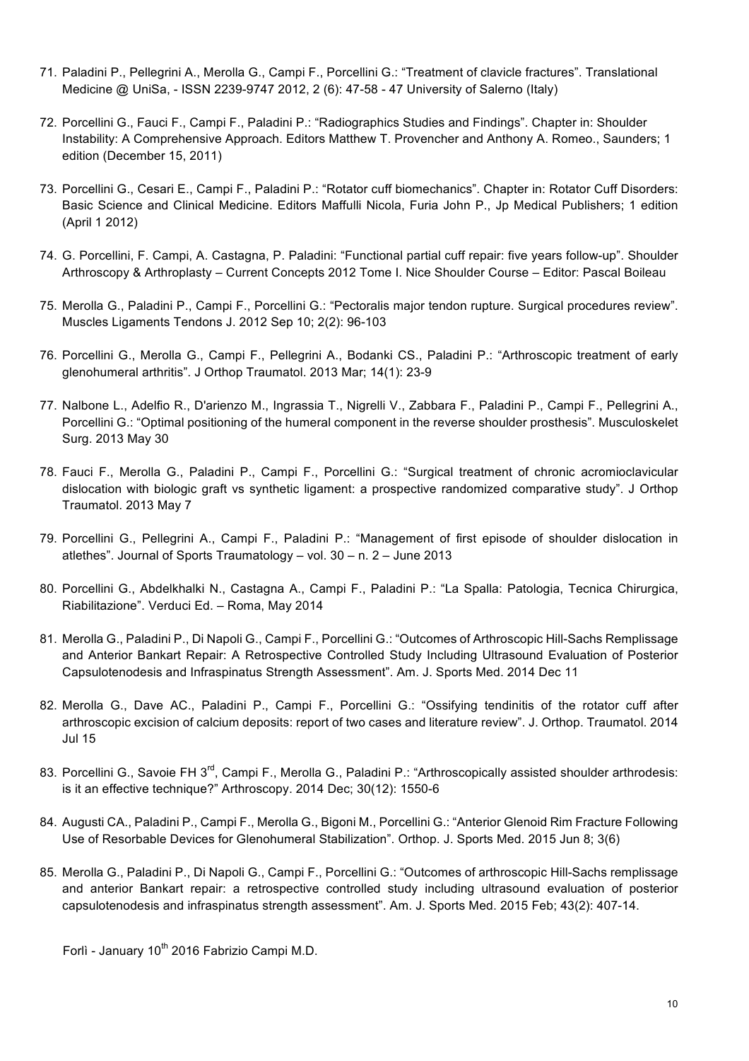71. Paladini P., Pellegrini A., Merolla G., Campi F., Porcellini G.: "Treatment of clavicle fractures". Translational Medicine @ UniSa, - ISSN 2239-9747 2012, 2 (6): 47-58 - 47 University of Salerno (Italy)

72. Porcellini G., Fauci F., Campi F., Paladini P.: "Radiographics Studies and Findings". Chapter in: Shoulder Instability: A Comprehensive Approach. Editors Matthew T. Provencher and Anthony A. Romeo., Saunders; 1 edition (December 15, 2011)

73. Porcellini G., Cesari E., Campi F., Paladini P.: "Rotator cuff biomechanics". Chapter in: Rotator Cuff Disorders: Basic Science and Clinical Medicine. Editors Maffulli Nicola, Furia John P., Jp Medical Publishers; 1 edition (April 1 2012)

74. G. Porcellini, F. Campi, A. Castagna, P. Paladini: "Functional partial cuff repair: five years follow-up". Shoulder Arthroscopy & Arthroplasty – Current Concepts 2012 Tome I. Nice Shoulder Course – Editor: Pascal Boileau

75. Merolla G., Paladini P., Campi F., Porcellini G.: "Pectoralis major tendon rupture. Surgical procedures review". Muscles Ligaments Tendons J. 2012 Sep 10; 2(2): 96-103

76. Porcellini G., Merolla G., Campi F., Pellegrini A., Bodanki CS., Paladini P.: "Arthroscopic treatment of early glenohumeral arthritis". J Orthop Traumatol. 2013 Mar; 14(1): 23-9

77. Nalbone L., Adelfio R., D'arienzo M., Ingrassia T., Nigrelli V., Zabbara F., Paladini P., Campi F., Pellegrini A., Porcellini G.: "Optimal positioning of the humeral component in the reverse shoulder prosthesis". Musculoskelet Surg. 2013 May 30

78. Fauci F., Merolla G., Paladini P., Campi F., Porcellini G.: "Surgical treatment of chronic acromioclavicular dislocation with biologic graft vs synthetic ligament: a prospective randomized comparative study". J Orthop Traumatol. 2013 May 7

79. Porcellini G., Pellegrini A., Campi F., Paladini P.: "Management of first episode of shoulder dislocation in atlethes". Journal of Sports Traumatology – vol. 30 – n. 2 – June 2013

80. Porcellini G., Abdelkhalki N., Castagna A., Campi F., Paladini P.: "La Spalla: Patologia, Tecnica Chirurgica, Riabilitazione". Verduci Ed. – Roma, May 2014

81. Merolla G., Paladini P., Di Napoli G., Campi F., Porcellini G.: "Outcomes of Arthroscopic Hill-Sachs Remplissage and Anterior Bankart Repair: A Retrospective Controlled Study Including Ultrasound Evaluation of Posterior Capsulotenodesis and Infraspinatus Strength Assessment". Am. J. Sports Med. 2014 Dec 11

82. Merolla G., Dave AC., Paladini P., Campi F., Porcellini G.: "Ossifying tendinitis of the rotator cuff after arthroscopic excision of calcium deposits: report of two cases and literature review". J. Orthop. Traumatol. 2014 Jul 15

83. Porcellini G., Savoie FH 3rd, Campi F., Merolla G., Paladini P.: "Arthroscopically assisted shoulder arthrodesis: is it an effective technique?" Arthroscopy. 2014 Dec; 30(12): 1550-6

84. Augusti CA., Paladini P., Campi F., Merolla G., Bigoni M., Porcellini G.: "Anterior Glenoid Rim Fracture Following Use of Resorbable Devices for Glenohumeral Stabilization". Orthop. J. Sports Med. 2015 Jun 8; 3(6)

85. Merolla G., Paladini P., Di Napoli G., Campi F., Porcellini G.: "Outcomes of arthroscopic Hill-Sachs remplissage and anterior Bankart repair: a retrospective controlled study including ultrasound evaluation of posterior capsulotenodesis and infraspinatus strength assessment". Am. J. Sports Med. 2015 Feb; 43(2): 407-14.

Forlì - January 10th 2016 Fabrizio Campi M.D.